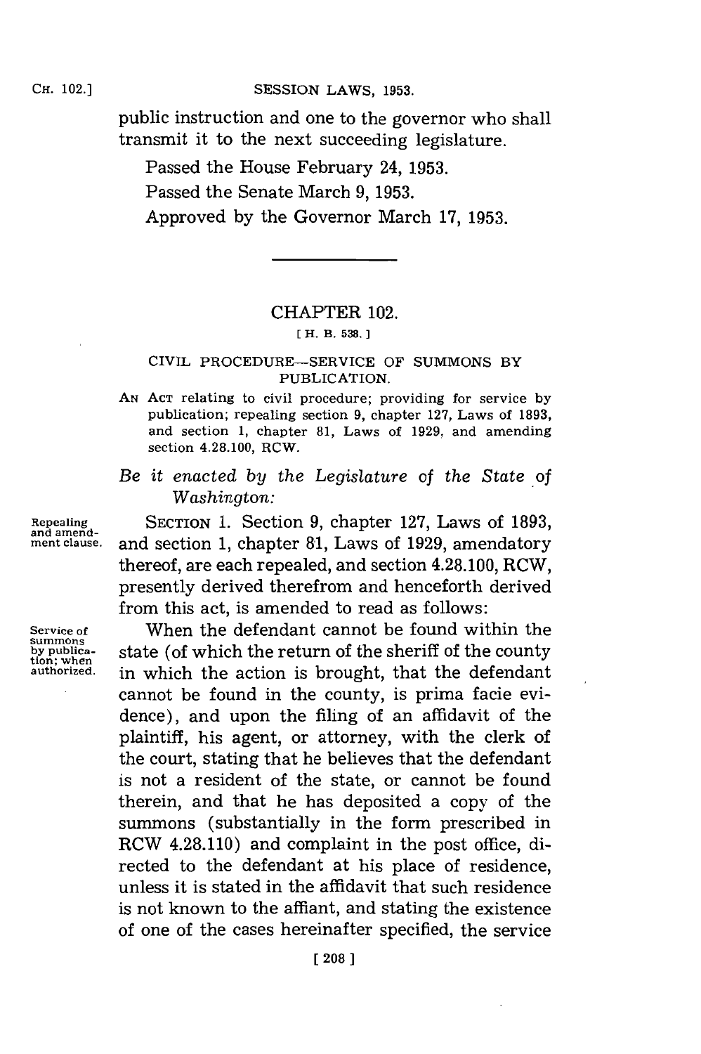public instruction and one to the governor who shall transmit it to the next succeeding legislature.

Passed the House February 24, 1953.

Passed the Senate March 9, 1953.

Approved by the Governor March 17, 1953.

---

## CHAPTER 102.

[ H. B. 538. ]

### CIVIL PROCEDURE—SERVICE OF SUMMONS BY PUBLICATION.

AN ACT relating to civil procedure; providing for service by publication; repealing section 9, chapter 127, Laws of 1893, and section 1, chapter 81, Laws of 1929, and amending section 4.28.100, RCW.

*Be it enacted by the Legislature of the State of Washington:*

Repealing and amendment clause.

SECTION 1. Section 9, chapter 127, Laws of 1893, and section 1, chapter 81, Laws of 1929, amendatory thereof, are each repealed, and section 4.28.100, RCW, presently derived therefrom and henceforth derived from this act, is amended to read as follows:

Service of summons by publication; when authorized.

When the defendant cannot be found within the state (of which the return of the sheriff of the county in which the action is brought, that the defendant cannot be found in the county, is prima facie evidence), and upon the filing of an affidavit of the plaintiff, his agent, or attorney, with the clerk of the court, stating that he believes that the defendant is not a resident of the state, or cannot be found therein, and that he has deposited a copy of the summons (substantially in the form prescribed in RCW 4.28.110) and complaint in the post office, directed to the defendant at his place of residence, unless it is stated in the affidavit that such residence is not known to the affiant, and stating the existence of one of the cases hereinafter specified, the service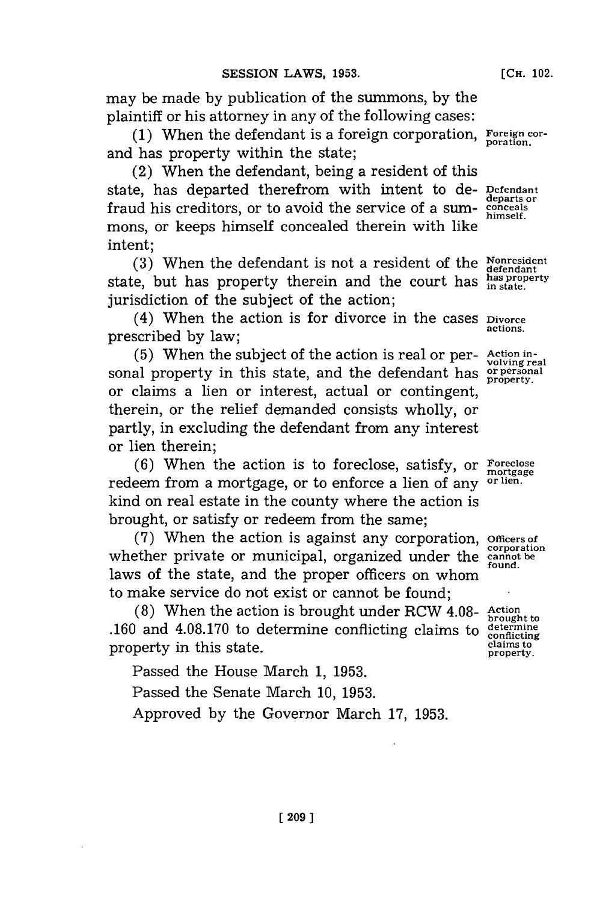may be made by publication of the summons, by the plaintiff or his attorney in any of the following cases:

(1) When the defendant is a foreign corporation, and has property within the state;

(2) When the defendant, being a resident of this state, has departed therefrom with intent to defraud his creditors, or to avoid the service of a summons, or keeps himself concealed therein with like intent;

(3) When the defendant is not a resident of the state, but has property therein and the court has jurisdiction of the subject of the action;

(4) When the action is for divorce in the cases prescribed by law;

(5) When the subject of the action is real or personal property in this state, and the defendant has or claims a lien or interest, actual or contingent, therein, or the relief demanded consists wholly, or partly, in excluding the defendant from any interest or lien therein;

(6) When the action is to foreclose, satisfy, or redeem from a mortgage, or to enforce a lien of any kind on real estate in the county where the action is brought, or satisfy or redeem from the same;

(7) When the action is against any corporation, whether private or municipal, organized under the laws of the state, and the proper officers on whom to make service do not exist or cannot be found;

(8) When the action is brought under RCW 4.08-.160 and 4.08.170 to determine conflicting claims to property in this state.

Passed the House March 1, 1953.

Passed the Senate March 10, 1953.

Approved by the Governor March 17, 1953.